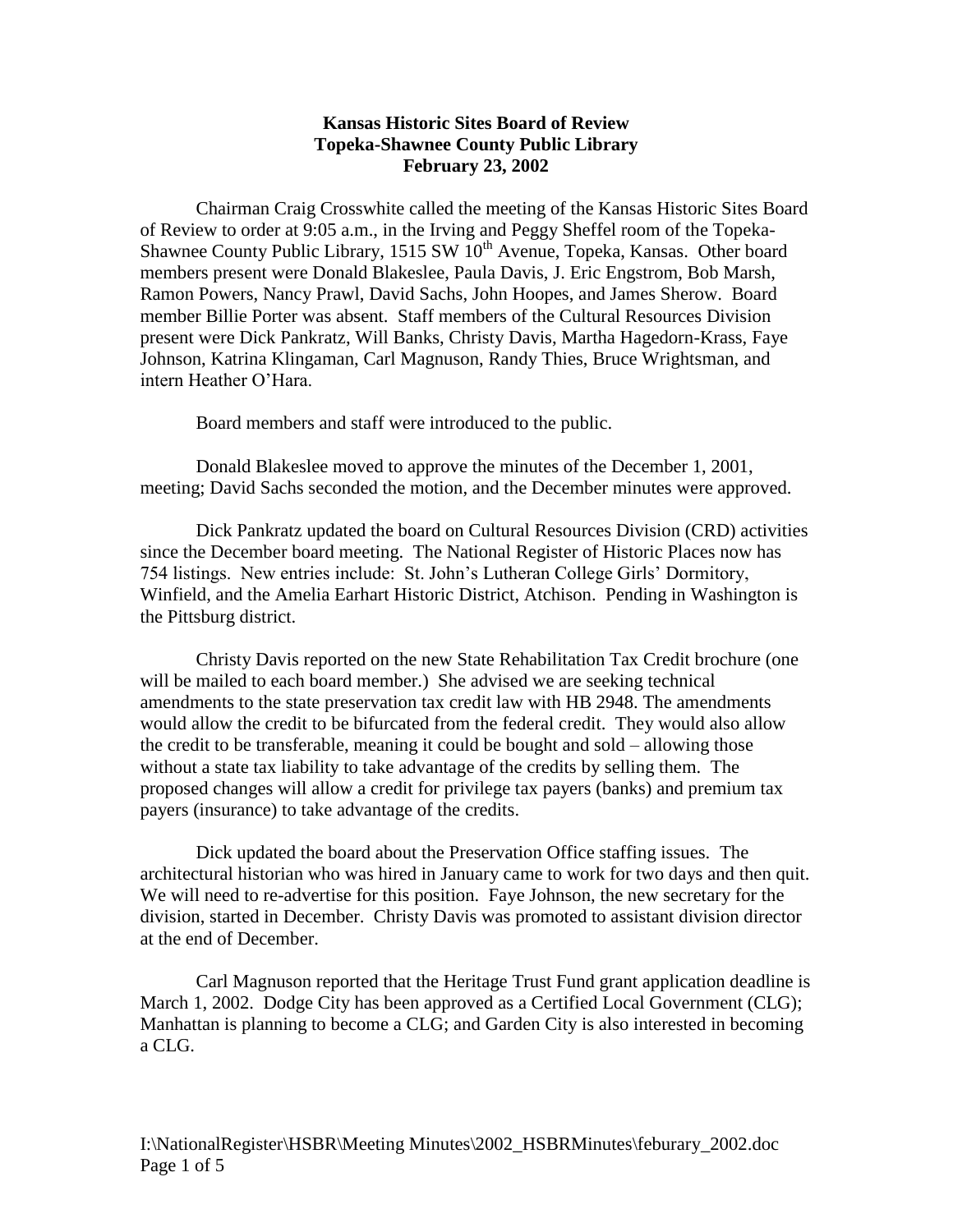**Kansas Historic Sites Board of Review**
**Topeka-Shawnee County Public Library**
**February 23, 2002**

Chairman Craig Crosswhite called the meeting of the Kansas Historic Sites Board of Review to order at 9:05 a.m., in the Irving and Peggy Sheffel room of the Topeka-Shawnee County Public Library, 1515 SW 10th Avenue, Topeka, Kansas. Other board members present were Donald Blakeslee, Paula Davis, J. Eric Engstrom, Bob Marsh, Ramon Powers, Nancy Prawl, David Sachs, John Hoopes, and James Sherow. Board member Billie Porter was absent. Staff members of the Cultural Resources Division present were Dick Pankratz, Will Banks, Christy Davis, Martha Hagedorn-Krass, Faye Johnson, Katrina Klingaman, Carl Magnuson, Randy Thies, Bruce Wrightsman, and intern Heather O'Hara.

Board members and staff were introduced to the public.

Donald Blakeslee moved to approve the minutes of the December 1, 2001, meeting; David Sachs seconded the motion, and the December minutes were approved.

Dick Pankratz updated the board on Cultural Resources Division (CRD) activities since the December board meeting. The National Register of Historic Places now has 754 listings. New entries include: St. John's Lutheran College Girls' Dormitory, Winfield, and the Amelia Earhart Historic District, Atchison. Pending in Washington is the Pittsburg district.

Christy Davis reported on the new State Rehabilitation Tax Credit brochure (one will be mailed to each board member.) She advised we are seeking technical amendments to the state preservation tax credit law with HB 2948. The amendments would allow the credit to be bifurcated from the federal credit. They would also allow the credit to be transferable, meaning it could be bought and sold – allowing those without a state tax liability to take advantage of the credits by selling them. The proposed changes will allow a credit for privilege tax payers (banks) and premium tax payers (insurance) to take advantage of the credits.

Dick updated the board about the Preservation Office staffing issues. The architectural historian who was hired in January came to work for two days and then quit. We will need to re-advertise for this position. Faye Johnson, the new secretary for the division, started in December. Christy Davis was promoted to assistant division director at the end of December.

Carl Magnuson reported that the Heritage Trust Fund grant application deadline is March 1, 2002. Dodge City has been approved as a Certified Local Government (CLG); Manhattan is planning to become a CLG; and Garden City is also interested in becoming a CLG.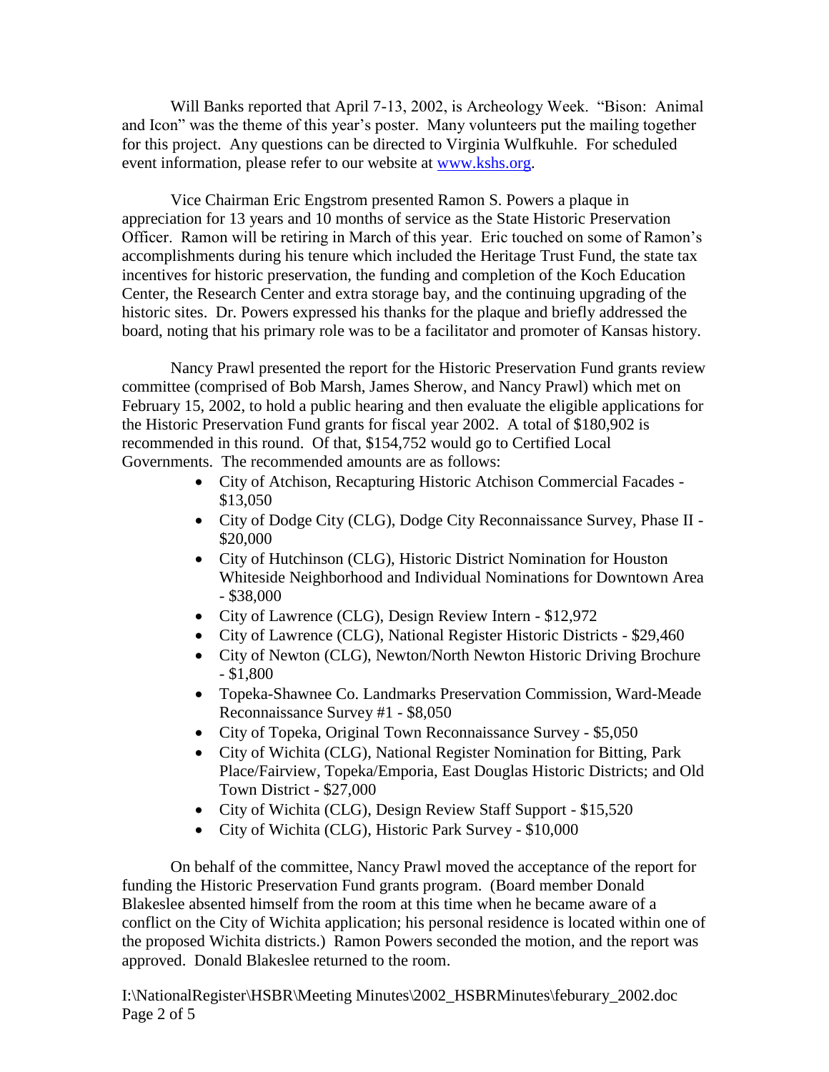Will Banks reported that April 7-13, 2002, is Archeology Week. "Bison: Animal and Icon" was the theme of this year's poster. Many volunteers put the mailing together for this project. Any questions can be directed to Virginia Wulfkuhle. For scheduled event information, please refer to our website at [www.kshs.org](www.kshs.org).

Vice Chairman Eric Engstrom presented Ramon S. Powers a plaque in appreciation for 13 years and 10 months of service as the State Historic Preservation Officer. Ramon will be retiring in March of this year. Eric touched on some of Ramon's accomplishments during his tenure which included the Heritage Trust Fund, the state tax incentives for historic preservation, the funding and completion of the Koch Education Center, the Research Center and extra storage bay, and the continuing upgrading of the historic sites. Dr. Powers expressed his thanks for the plaque and briefly addressed the board, noting that his primary role was to be a facilitator and promoter of Kansas history.

Nancy Prawl presented the report for the Historic Preservation Fund grants review committee (comprised of Bob Marsh, James Sherow, and Nancy Prawl) which met on February 15, 2002, to hold a public hearing and then evaluate the eligible applications for the Historic Preservation Fund grants for fiscal year 2002. A total of $180,902 is recommended in this round. Of that, $154,752 would go to Certified Local Governments. The recommended amounts are as follows:

- City of Atchison, Recapturing Historic Atchison Commercial Facades - $13,050
- City of Dodge City (CLG), Dodge City Reconnaissance Survey, Phase II - $20,000
- City of Hutchinson (CLG), Historic District Nomination for Houston Whiteside Neighborhood and Individual Nominations for Downtown Area - $38,000
- City of Lawrence (CLG), Design Review Intern - $12,972
- City of Lawrence (CLG), National Register Historic Districts - $29,460
- City of Newton (CLG), Newton/North Newton Historic Driving Brochure - $1,800
- Topeka-Shawnee Co. Landmarks Preservation Commission, Ward-Meade Reconnaissance Survey #1 - $8,050
- City of Topeka, Original Town Reconnaissance Survey - $5,050
- City of Wichita (CLG), National Register Nomination for Bitting, Park Place/Fairview, Topeka/Emporia, East Douglas Historic Districts; and Old Town District - $27,000
- City of Wichita (CLG), Design Review Staff Support - $15,520
- City of Wichita (CLG), Historic Park Survey - $10,000

On behalf of the committee, Nancy Prawl moved the acceptance of the report for funding the Historic Preservation Fund grants program. (Board member Donald Blakeslee absented himself from the room at this time when he became aware of a conflict on the City of Wichita application; his personal residence is located within one of the proposed Wichita districts.) Ramon Powers seconded the motion, and the report was approved. Donald Blakeslee returned to the room.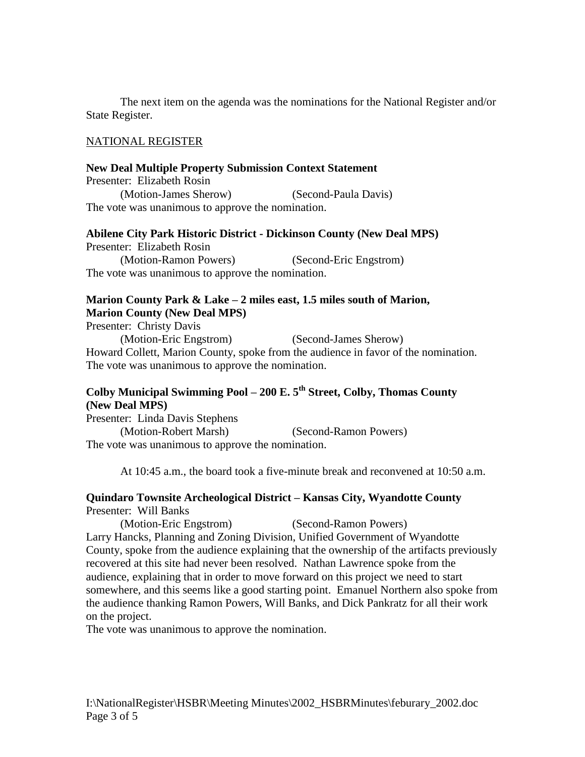The next item on the agenda was the nominations for the National Register and/or State Register.

NATIONAL REGISTER

**New Deal Multiple Property Submission Context Statement**
Presenter: Elizabeth Rosin
(Motion-James Sherow) (Second-Paula Davis)
The vote was unanimous to approve the nomination.

**Abilene City Park Historic District - Dickinson County (New Deal MPS)**
Presenter: Elizabeth Rosin
(Motion-Ramon Powers) (Second-Eric Engstrom)
The vote was unanimous to approve the nomination.

**Marion County Park & Lake – 2 miles east, 1.5 miles south of Marion, Marion County (New Deal MPS)**
Presenter: Christy Davis
(Motion-Eric Engstrom) (Second-James Sherow)
Howard Collett, Marion County, spoke from the audience in favor of the nomination.
The vote was unanimous to approve the nomination.

**Colby Municipal Swimming Pool – 200 E. 5th Street, Colby, Thomas County (New Deal MPS)**
Presenter: Linda Davis Stephens
(Motion-Robert Marsh) (Second-Ramon Powers)
The vote was unanimous to approve the nomination.

At 10:45 a.m., the board took a five-minute break and reconvened at 10:50 a.m.

**Quindaro Townsite Archeological District – Kansas City, Wyandotte County**
Presenter: Will Banks
(Motion-Eric Engstrom) (Second-Ramon Powers)
Larry Hancks, Planning and Zoning Division, Unified Government of Wyandotte County, spoke from the audience explaining that the ownership of the artifacts previously recovered at this site had never been resolved. Nathan Lawrence spoke from the audience, explaining that in order to move forward on this project we need to start somewhere, and this seems like a good starting point. Emanuel Northern also spoke from the audience thanking Ramon Powers, Will Banks, and Dick Pankratz for all their work on the project.
The vote was unanimous to approve the nomination.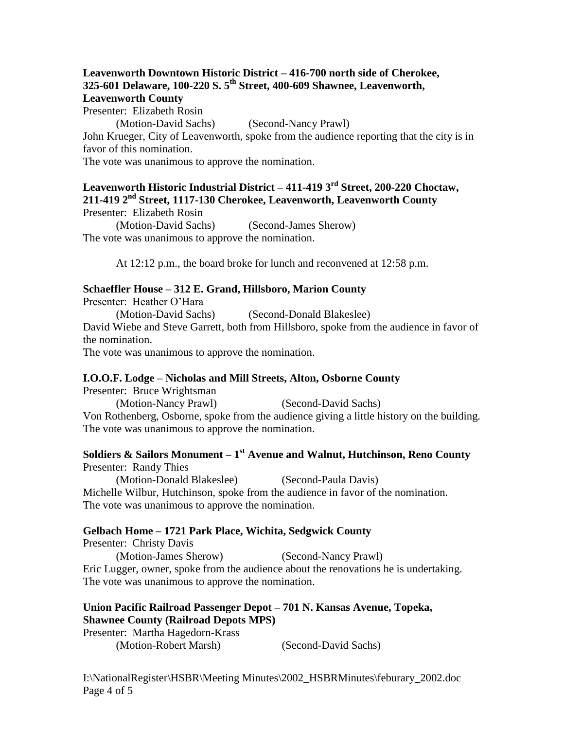**Leavenworth Downtown Historic District – 416-700 north side of Cherokee, 325-601 Delaware, 100-220 S. 5th Street, 400-609 Shawnee, Leavenworth, Leavenworth County**

Presenter: Elizabeth Rosin

(Motion-David Sachs) (Second-Nancy Prawl)

John Krueger, City of Leavenworth, spoke from the audience reporting that the city is in favor of this nomination.

The vote was unanimous to approve the nomination.

**Leavenworth Historic Industrial District – 411-419 3rd Street, 200-220 Choctaw, 211-419 2nd Street, 1117-130 Cherokee, Leavenworth, Leavenworth County**

Presenter: Elizabeth Rosin

(Motion-David Sachs) (Second-James Sherow)

The vote was unanimous to approve the nomination.

At 12:12 p.m., the board broke for lunch and reconvened at 12:58 p.m.

**Schaeffler House – 312 E. Grand, Hillsboro, Marion County**

Presenter: Heather O'Hara

(Motion-David Sachs) (Second-Donald Blakeslee)

David Wiebe and Steve Garrett, both from Hillsboro, spoke from the audience in favor of the nomination.

The vote was unanimous to approve the nomination.

**I.O.O.F. Lodge – Nicholas and Mill Streets, Alton, Osborne County**

Presenter: Bruce Wrightsman

(Motion-Nancy Prawl) (Second-David Sachs)

Von Rothenberg, Osborne, spoke from the audience giving a little history on the building.

The vote was unanimous to approve the nomination.

**Soldiers & Sailors Monument – 1st Avenue and Walnut, Hutchinson, Reno County**

Presenter: Randy Thies

(Motion-Donald Blakeslee) (Second-Paula Davis)

Michelle Wilbur, Hutchinson, spoke from the audience in favor of the nomination.

The vote was unanimous to approve the nomination.

**Gelbach Home – 1721 Park Place, Wichita, Sedgwick County**

Presenter: Christy Davis

(Motion-James Sherow) (Second-Nancy Prawl)

Eric Lugger, owner, spoke from the audience about the renovations he is undertaking.

The vote was unanimous to approve the nomination.

**Union Pacific Railroad Passenger Depot – 701 N. Kansas Avenue, Topeka, Shawnee County (Railroad Depots MPS)**

Presenter: Martha Hagedorn-Krass

(Motion-Robert Marsh) (Second-David Sachs)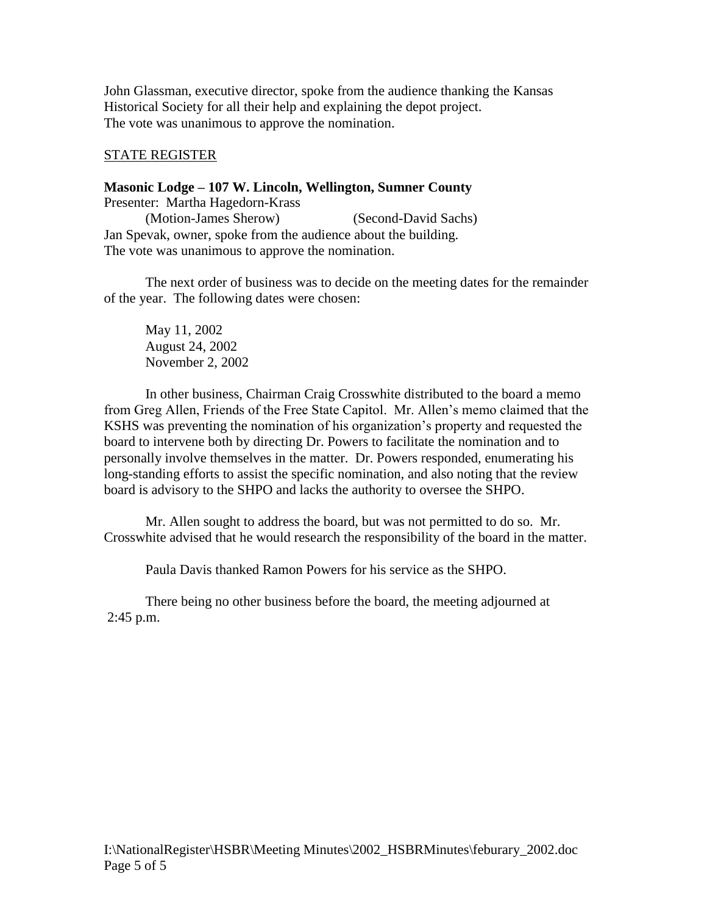John Glassman, executive director, spoke from the audience thanking the Kansas Historical Society for all their help and explaining the depot project.
The vote was unanimous to approve the nomination.

## STATE REGISTER

**Masonic Lodge – 107 W. Lincoln, Wellington, Sumner County**
Presenter: Martha Hagedorn-Krass
(Motion-James Sherow) (Second-David Sachs)
Jan Spevak, owner, spoke from the audience about the building.
The vote was unanimous to approve the nomination.

The next order of business was to decide on the meeting dates for the remainder of the year. The following dates were chosen:

May 11, 2002
August 24, 2002
November 2, 2002

In other business, Chairman Craig Crosswhite distributed to the board a memo from Greg Allen, Friends of the Free State Capitol. Mr. Allen's memo claimed that the KSHS was preventing the nomination of his organization's property and requested the board to intervene both by directing Dr. Powers to facilitate the nomination and to personally involve themselves in the matter. Dr. Powers responded, enumerating his long-standing efforts to assist the specific nomination, and also noting that the review board is advisory to the SHPO and lacks the authority to oversee the SHPO.

Mr. Allen sought to address the board, but was not permitted to do so. Mr. Crosswhite advised that he would research the responsibility of the board in the matter.

Paula Davis thanked Ramon Powers for his service as the SHPO.

There being no other business before the board, the meeting adjourned at 2:45 p.m.

I:\NationalRegister\HSBR\Meeting Minutes\2002_HSBRMinutes\feburary_2002.doc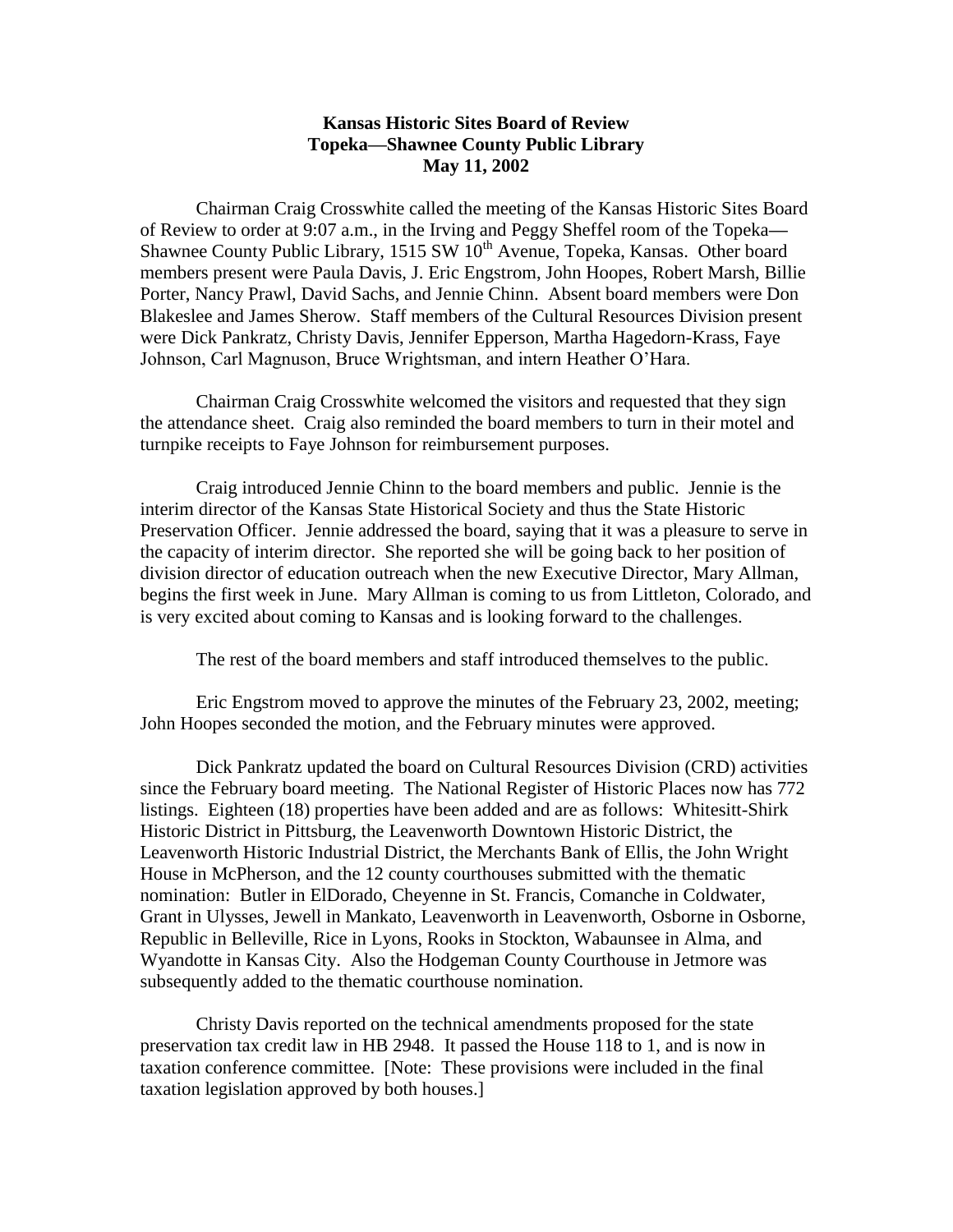**Kansas Historic Sites Board of Review**
**Topeka—Shawnee County Public Library**
**May 11, 2002**

Chairman Craig Crosswhite called the meeting of the Kansas Historic Sites Board of Review to order at 9:07 a.m., in the Irving and Peggy Sheffel room of the Topeka—Shawnee County Public Library, 1515 SW 10th Avenue, Topeka, Kansas. Other board members present were Paula Davis, J. Eric Engstrom, John Hoopes, Robert Marsh, Billie Porter, Nancy Prawl, David Sachs, and Jennie Chinn. Absent board members were Don Blakeslee and James Sherow. Staff members of the Cultural Resources Division present were Dick Pankratz, Christy Davis, Jennifer Epperson, Martha Hagedorn-Krass, Faye Johnson, Carl Magnuson, Bruce Wrightsman, and intern Heather O'Hara.

Chairman Craig Crosswhite welcomed the visitors and requested that they sign the attendance sheet. Craig also reminded the board members to turn in their motel and turnpike receipts to Faye Johnson for reimbursement purposes.

Craig introduced Jennie Chinn to the board members and public. Jennie is the interim director of the Kansas State Historical Society and thus the State Historic Preservation Officer. Jennie addressed the board, saying that it was a pleasure to serve in the capacity of interim director. She reported she will be going back to her position of division director of education outreach when the new Executive Director, Mary Allman, begins the first week in June. Mary Allman is coming to us from Littleton, Colorado, and is very excited about coming to Kansas and is looking forward to the challenges.

The rest of the board members and staff introduced themselves to the public.

Eric Engstrom moved to approve the minutes of the February 23, 2002, meeting; John Hoopes seconded the motion, and the February minutes were approved.

Dick Pankratz updated the board on Cultural Resources Division (CRD) activities since the February board meeting. The National Register of Historic Places now has 772 listings. Eighteen (18) properties have been added and are as follows: Whitesitt-Shirk Historic District in Pittsburg, the Leavenworth Downtown Historic District, the Leavenworth Historic Industrial District, the Merchants Bank of Ellis, the John Wright House in McPherson, and the 12 county courthouses submitted with the thematic nomination: Butler in ElDorado, Cheyenne in St. Francis, Comanche in Coldwater, Grant in Ulysses, Jewell in Mankato, Leavenworth in Leavenworth, Osborne in Osborne, Republic in Belleville, Rice in Lyons, Rooks in Stockton, Wabaunsee in Alma, and Wyandotte in Kansas City. Also the Hodgeman County Courthouse in Jetmore was subsequently added to the thematic courthouse nomination.

Christy Davis reported on the technical amendments proposed for the state preservation tax credit law in HB 2948. It passed the House 118 to 1, and is now in taxation conference committee. [Note: These provisions were included in the final taxation legislation approved by both houses.]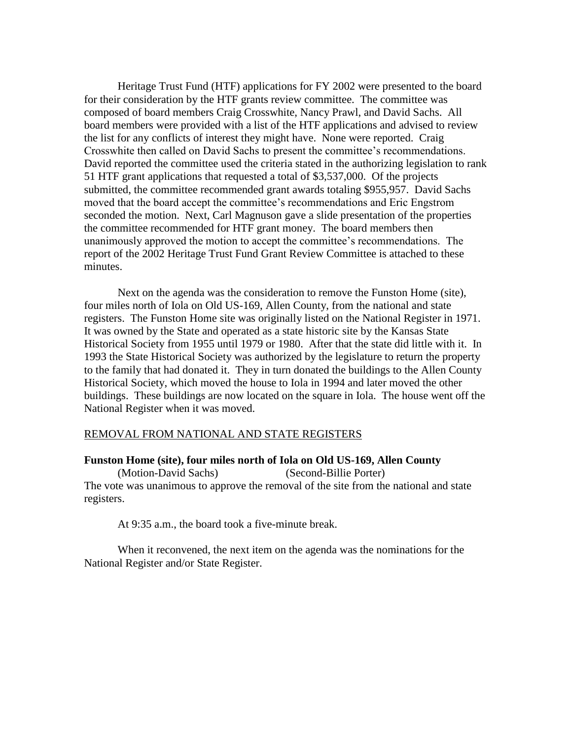Heritage Trust Fund (HTF) applications for FY 2002 were presented to the board for their consideration by the HTF grants review committee. The committee was composed of board members Craig Crosswhite, Nancy Prawl, and David Sachs. All board members were provided with a list of the HTF applications and advised to review the list for any conflicts of interest they might have. None were reported. Craig Crosswhite then called on David Sachs to present the committee's recommendations. David reported the committee used the criteria stated in the authorizing legislation to rank 51 HTF grant applications that requested a total of $3,537,000. Of the projects submitted, the committee recommended grant awards totaling $955,957. David Sachs moved that the board accept the committee's recommendations and Eric Engstrom seconded the motion. Next, Carl Magnuson gave a slide presentation of the properties the committee recommended for HTF grant money. The board members then unanimously approved the motion to accept the committee's recommendations. The report of the 2002 Heritage Trust Fund Grant Review Committee is attached to these minutes.

Next on the agenda was the consideration to remove the Funston Home (site), four miles north of Iola on Old US-169, Allen County, from the national and state registers. The Funston Home site was originally listed on the National Register in 1971. It was owned by the State and operated as a state historic site by the Kansas State Historical Society from 1955 until 1979 or 1980. After that the state did little with it. In 1993 the State Historical Society was authorized by the legislature to return the property to the family that had donated it. They in turn donated the buildings to the Allen County Historical Society, which moved the house to Iola in 1994 and later moved the other buildings. These buildings are now located on the square in Iola. The house went off the National Register when it was moved.

<u>REMOVAL FROM NATIONAL AND STATE REGISTERS</u>

**Funston Home (site), four miles north of Iola on Old US-169, Allen County**

(Motion-David Sachs) (Second-Billie Porter)

The vote was unanimous to approve the removal of the site from the national and state registers.

At 9:35 a.m., the board took a five-minute break.

When it reconvened, the next item on the agenda was the nominations for the National Register and/or State Register.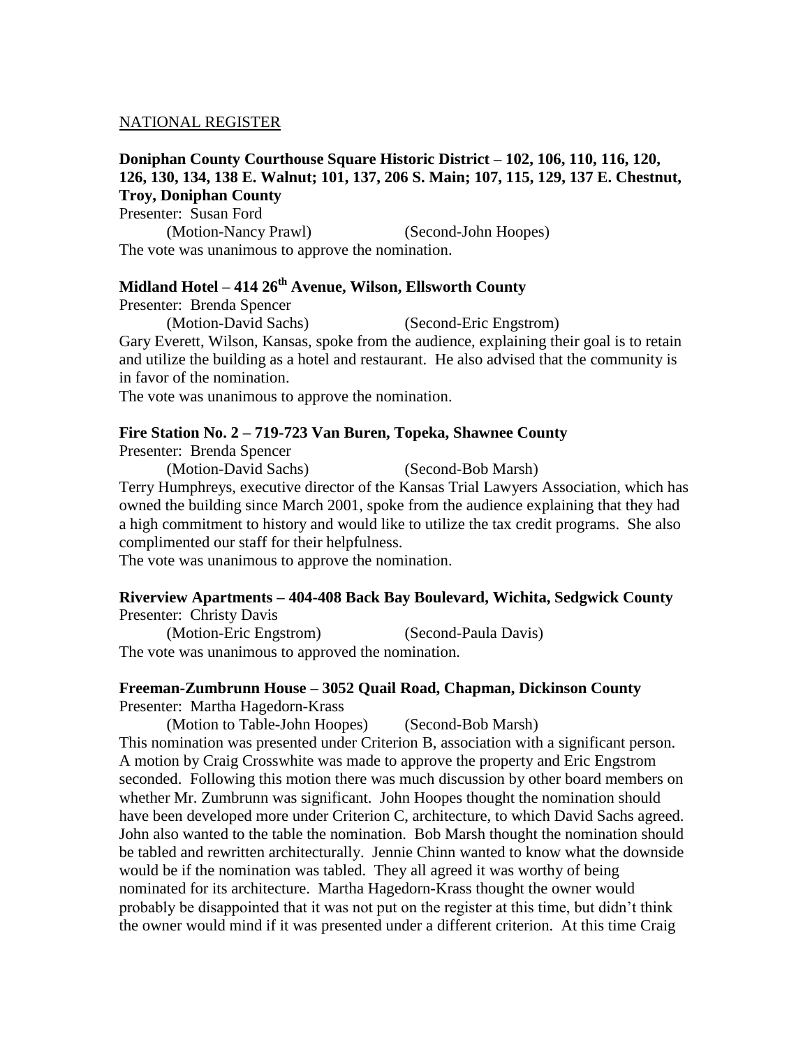NATIONAL REGISTER

**Doniphan County Courthouse Square Historic District – 102, 106, 110, 116, 120, 126, 130, 134, 138 E. Walnut; 101, 137, 206 S. Main; 107, 115, 129, 137 E. Chestnut, Troy, Doniphan County**

Presenter: Susan Ford

(Motion-Nancy Prawl) (Second-John Hoopes)

The vote was unanimous to approve the nomination.

**Midland Hotel – 414 26th Avenue, Wilson, Ellsworth County**

Presenter: Brenda Spencer

(Motion-David Sachs) (Second-Eric Engstrom)

Gary Everett, Wilson, Kansas, spoke from the audience, explaining their goal is to retain and utilize the building as a hotel and restaurant. He also advised that the community is in favor of the nomination.

The vote was unanimous to approve the nomination.

**Fire Station No. 2 – 719-723 Van Buren, Topeka, Shawnee County**

Presenter: Brenda Spencer

(Motion-David Sachs) (Second-Bob Marsh)

Terry Humphreys, executive director of the Kansas Trial Lawyers Association, which has owned the building since March 2001, spoke from the audience explaining that they had a high commitment to history and would like to utilize the tax credit programs. She also complimented our staff for their helpfulness.

The vote was unanimous to approve the nomination.

**Riverview Apartments – 404-408 Back Bay Boulevard, Wichita, Sedgwick County**

Presenter: Christy Davis

(Motion-Eric Engstrom) (Second-Paula Davis)

The vote was unanimous to approved the nomination.

**Freeman-Zumbrunn House – 3052 Quail Road, Chapman, Dickinson County**

Presenter: Martha Hagedorn-Krass

(Motion to Table-John Hoopes) (Second-Bob Marsh)

This nomination was presented under Criterion B, association with a significant person. A motion by Craig Crosswhite was made to approve the property and Eric Engstrom seconded. Following this motion there was much discussion by other board members on whether Mr. Zumbrunn was significant. John Hoopes thought the nomination should have been developed more under Criterion C, architecture, to which David Sachs agreed. John also wanted to the table the nomination. Bob Marsh thought the nomination should be tabled and rewritten architecturally. Jennie Chinn wanted to know what the downside would be if the nomination was tabled. They all agreed it was worthy of being nominated for its architecture. Martha Hagedorn-Krass thought the owner would probably be disappointed that it was not put on the register at this time, but didn't think the owner would mind if it was presented under a different criterion. At this time Craig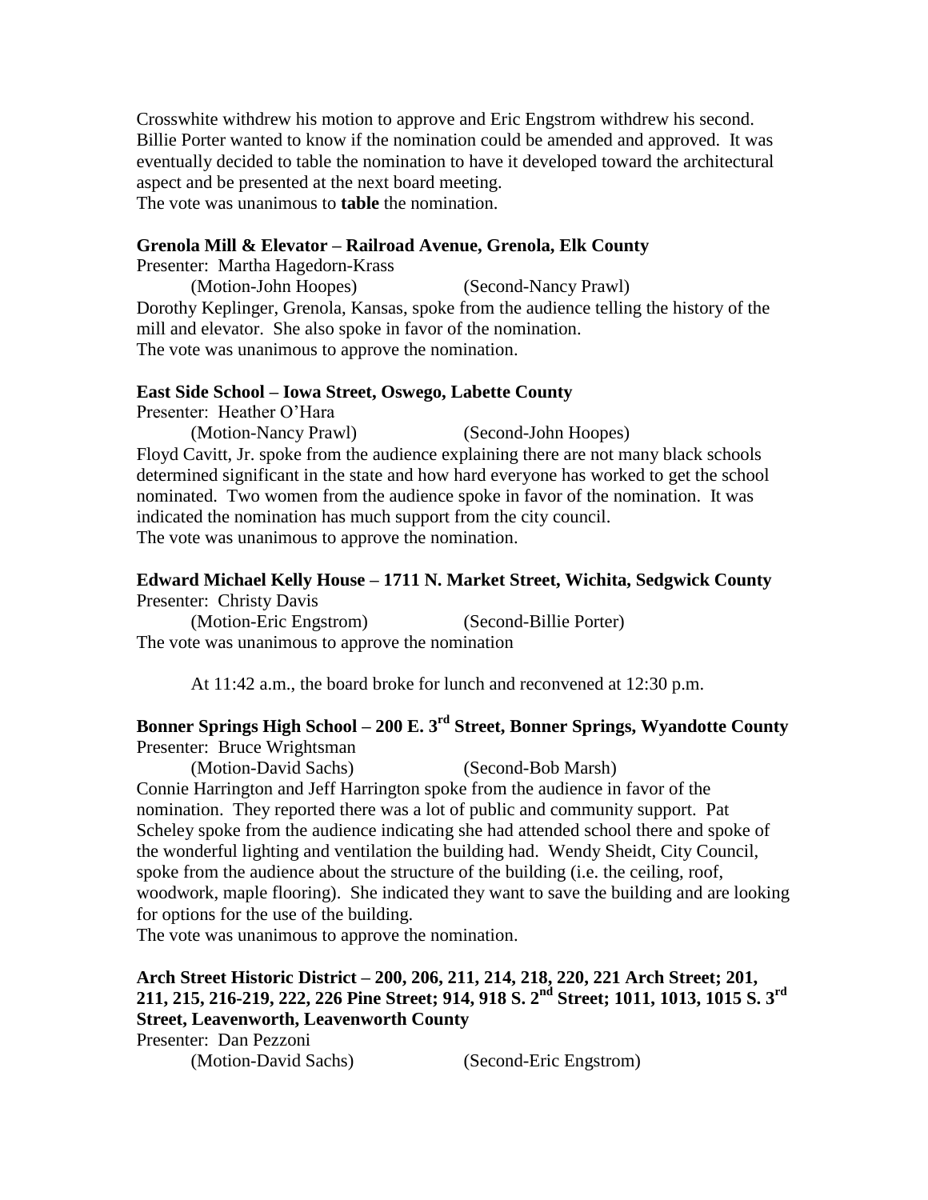Crosswhite withdrew his motion to approve and Eric Engstrom withdrew his second. Billie Porter wanted to know if the nomination could be amended and approved. It was eventually decided to table the nomination to have it developed toward the architectural aspect and be presented at the next board meeting.
The vote was unanimous to **table** the nomination.

**Grenola Mill & Elevator – Railroad Avenue, Grenola, Elk County**
Presenter: Martha Hagedorn-Krass
(Motion-John Hoopes) (Second-Nancy Prawl)
Dorothy Keplinger, Grenola, Kansas, spoke from the audience telling the history of the mill and elevator. She also spoke in favor of the nomination.
The vote was unanimous to approve the nomination.

**East Side School – Iowa Street, Oswego, Labette County**
Presenter: Heather O'Hara
(Motion-Nancy Prawl) (Second-John Hoopes)
Floyd Cavitt, Jr. spoke from the audience explaining there are not many black schools determined significant in the state and how hard everyone has worked to get the school nominated. Two women from the audience spoke in favor of the nomination. It was indicated the nomination has much support from the city council.
The vote was unanimous to approve the nomination.

**Edward Michael Kelly House – 1711 N. Market Street, Wichita, Sedgwick County**
Presenter: Christy Davis
(Motion-Eric Engstrom) (Second-Billie Porter)
The vote was unanimous to approve the nomination

At 11:42 a.m., the board broke for lunch and reconvened at 12:30 p.m.

**Bonner Springs High School – 200 E. 3rd Street, Bonner Springs, Wyandotte County**
Presenter: Bruce Wrightsman
(Motion-David Sachs) (Second-Bob Marsh)
Connie Harrington and Jeff Harrington spoke from the audience in favor of the nomination. They reported there was a lot of public and community support. Pat Scheley spoke from the audience indicating she had attended school there and spoke of the wonderful lighting and ventilation the building had. Wendy Sheidt, City Council, spoke from the audience about the structure of the building (i.e. the ceiling, roof, woodwork, maple flooring). She indicated they want to save the building and are looking for options for the use of the building.
The vote was unanimous to approve the nomination.

**Arch Street Historic District – 200, 206, 211, 214, 218, 220, 221 Arch Street; 201, 211, 215, 216-219, 222, 226 Pine Street; 914, 918 S. 2nd Street; 1011, 1013, 1015 S. 3rd Street, Leavenworth, Leavenworth County**
Presenter: Dan Pezzoni
(Motion-David Sachs) (Second-Eric Engstrom)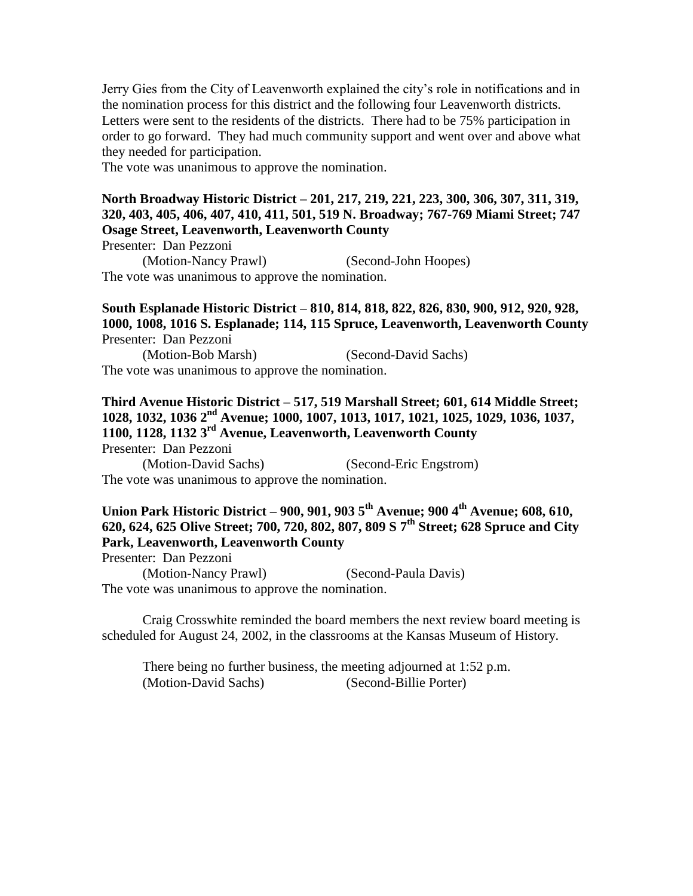Jerry Gies from the City of Leavenworth explained the city's role in notifications and in the nomination process for this district and the following four Leavenworth districts. Letters were sent to the residents of the districts. There had to be 75% participation in order to go forward. They had much community support and went over and above what they needed for participation.
The vote was unanimous to approve the nomination.

**North Broadway Historic District – 201, 217, 219, 221, 223, 300, 306, 307, 311, 319, 320, 403, 405, 406, 407, 410, 411, 501, 519 N. Broadway; 767-769 Miami Street; 747 Osage Street, Leavenworth, Leavenworth County**
Presenter: Dan Pezzoni
(Motion-Nancy Prawl) (Second-John Hoopes)
The vote was unanimous to approve the nomination.

**South Esplanade Historic District – 810, 814, 818, 822, 826, 830, 900, 912, 920, 928, 1000, 1008, 1016 S. Esplanade; 114, 115 Spruce, Leavenworth, Leavenworth County**
Presenter: Dan Pezzoni
(Motion-Bob Marsh) (Second-David Sachs)
The vote was unanimous to approve the nomination.

**Third Avenue Historic District – 517, 519 Marshall Street; 601, 614 Middle Street; 1028, 1032, 1036 2nd Avenue; 1000, 1007, 1013, 1017, 1021, 1025, 1029, 1036, 1037, 1100, 1128, 1132 3rd Avenue, Leavenworth, Leavenworth County**
Presenter: Dan Pezzoni
(Motion-David Sachs) (Second-Eric Engstrom)
The vote was unanimous to approve the nomination.

**Union Park Historic District – 900, 901, 903 5th Avenue; 900 4th Avenue; 608, 610, 620, 624, 625 Olive Street; 700, 720, 802, 807, 809 S 7th Street; 628 Spruce and City Park, Leavenworth, Leavenworth County**
Presenter: Dan Pezzoni
(Motion-Nancy Prawl) (Second-Paula Davis)
The vote was unanimous to approve the nomination.

Craig Crosswhite reminded the board members the next review board meeting is scheduled for August 24, 2002, in the classrooms at the Kansas Museum of History.

There being no further business, the meeting adjourned at 1:52 p.m.
(Motion-David Sachs) (Second-Billie Porter)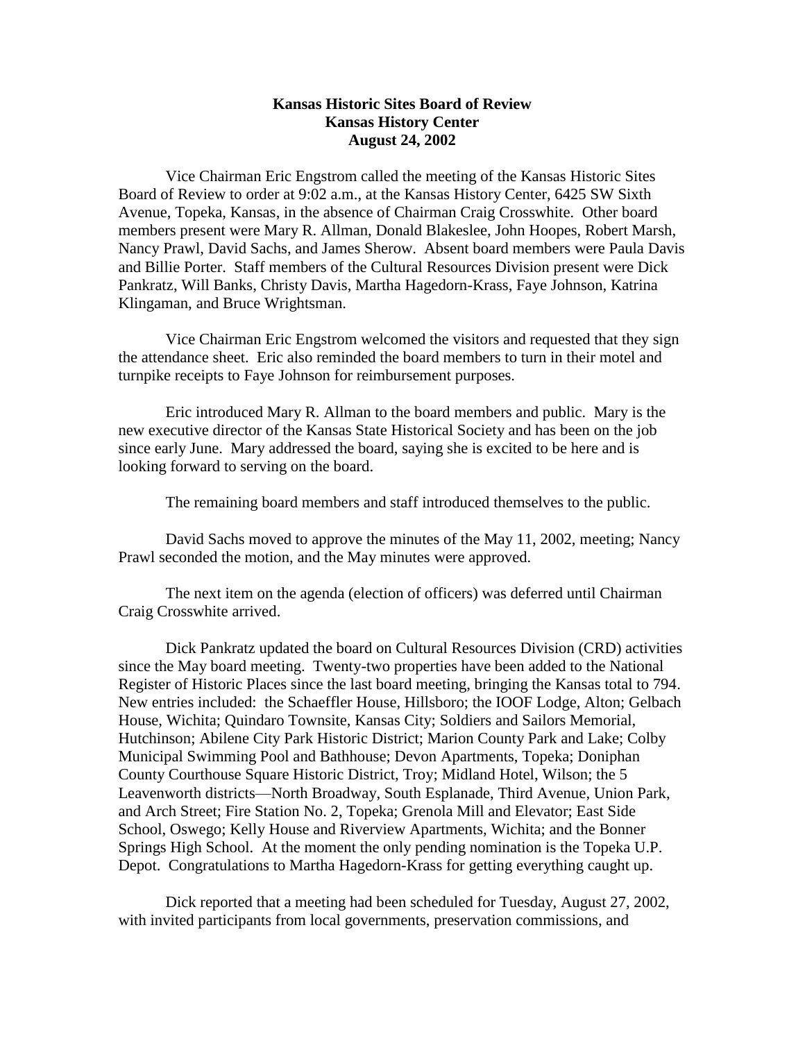**Kansas Historic Sites Board of Review**
**Kansas History Center**
**August 24, 2002**

Vice Chairman Eric Engstrom called the meeting of the Kansas Historic Sites Board of Review to order at 9:02 a.m., at the Kansas History Center, 6425 SW Sixth Avenue, Topeka, Kansas, in the absence of Chairman Craig Crosswhite. Other board members present were Mary R. Allman, Donald Blakeslee, John Hoopes, Robert Marsh, Nancy Prawl, David Sachs, and James Sherow. Absent board members were Paula Davis and Billie Porter. Staff members of the Cultural Resources Division present were Dick Pankratz, Will Banks, Christy Davis, Martha Hagedorn-Krass, Faye Johnson, Katrina Klingaman, and Bruce Wrightsman.

Vice Chairman Eric Engstrom welcomed the visitors and requested that they sign the attendance sheet. Eric also reminded the board members to turn in their motel and turnpike receipts to Faye Johnson for reimbursement purposes.

Eric introduced Mary R. Allman to the board members and public. Mary is the new executive director of the Kansas State Historical Society and has been on the job since early June. Mary addressed the board, saying she is excited to be here and is looking forward to serving on the board.

The remaining board members and staff introduced themselves to the public.

David Sachs moved to approve the minutes of the May 11, 2002, meeting; Nancy Prawl seconded the motion, and the May minutes were approved.

The next item on the agenda (election of officers) was deferred until Chairman Craig Crosswhite arrived.

Dick Pankratz updated the board on Cultural Resources Division (CRD) activities since the May board meeting. Twenty-two properties have been added to the National Register of Historic Places since the last board meeting, bringing the Kansas total to 794. New entries included: the Schaeffler House, Hillsboro; the IOOF Lodge, Alton; Gelbach House, Wichita; Quindaro Townsite, Kansas City; Soldiers and Sailors Memorial, Hutchinson; Abilene City Park Historic District; Marion County Park and Lake; Colby Municipal Swimming Pool and Bathhouse; Devon Apartments, Topeka; Doniphan County Courthouse Square Historic District, Troy; Midland Hotel, Wilson; the 5 Leavenworth districts—North Broadway, South Esplanade, Third Avenue, Union Park, and Arch Street; Fire Station No. 2, Topeka; Grenola Mill and Elevator; East Side School, Oswego; Kelly House and Riverview Apartments, Wichita; and the Bonner Springs High School. At the moment the only pending nomination is the Topeka U.P. Depot. Congratulations to Martha Hagedorn-Krass for getting everything caught up.

Dick reported that a meeting had been scheduled for Tuesday, August 27, 2002, with invited participants from local governments, preservation commissions, and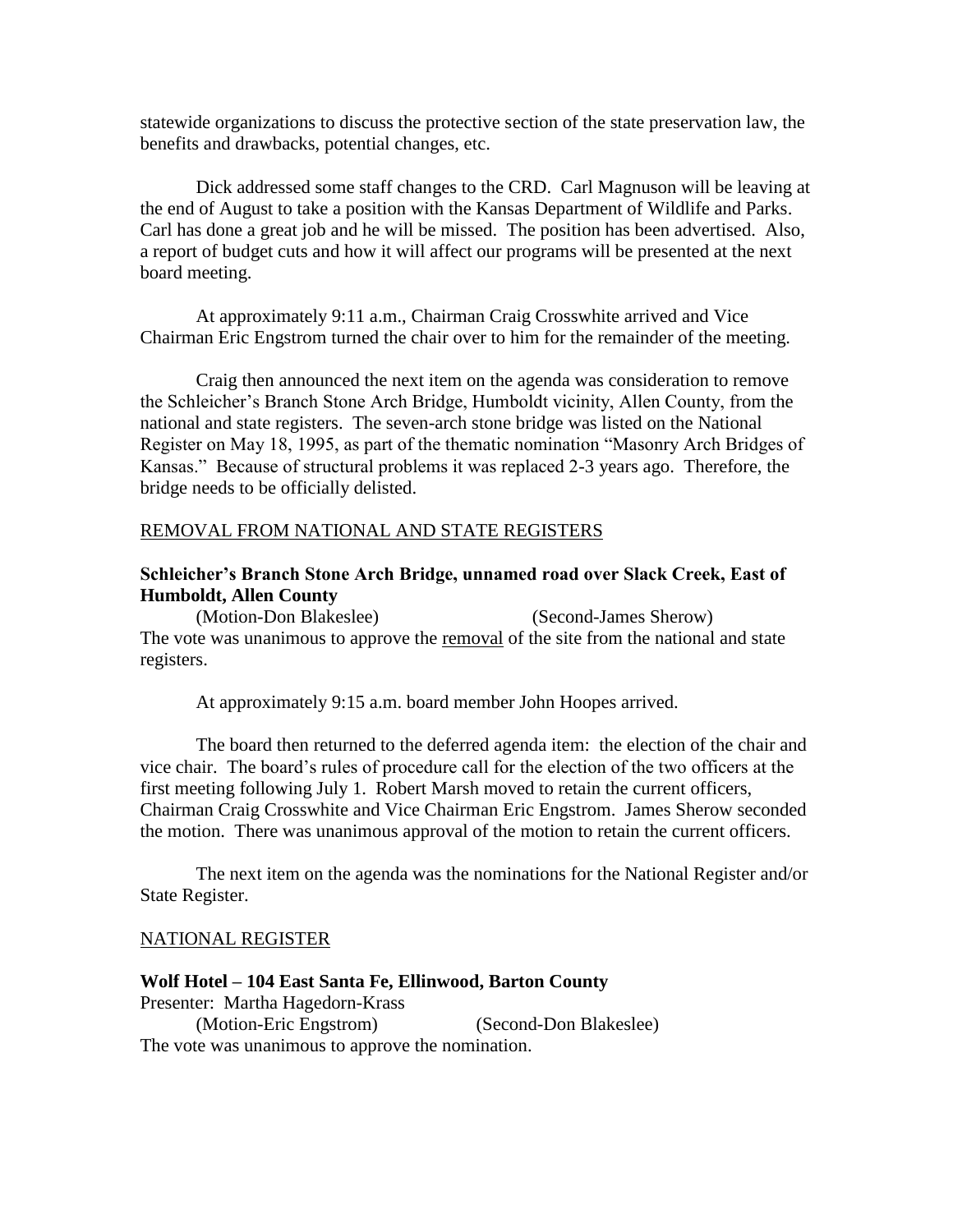statewide organizations to discuss the protective section of the state preservation law, the benefits and drawbacks, potential changes, etc.

Dick addressed some staff changes to the CRD. Carl Magnuson will be leaving at the end of August to take a position with the Kansas Department of Wildlife and Parks. Carl has done a great job and he will be missed. The position has been advertised. Also, a report of budget cuts and how it will affect our programs will be presented at the next board meeting.

At approximately 9:11 a.m., Chairman Craig Crosswhite arrived and Vice Chairman Eric Engstrom turned the chair over to him for the remainder of the meeting.

Craig then announced the next item on the agenda was consideration to remove the Schleicher's Branch Stone Arch Bridge, Humboldt vicinity, Allen County, from the national and state registers. The seven-arch stone bridge was listed on the National Register on May 18, 1995, as part of the thematic nomination "Masonry Arch Bridges of Kansas." Because of structural problems it was replaced 2-3 years ago. Therefore, the bridge needs to be officially delisted.

<u>REMOVAL FROM NATIONAL AND STATE REGISTERS</u>

**Schleicher's Branch Stone Arch Bridge, unnamed road over Slack Creek, East of Humboldt, Allen County**

(Motion-Don Blakeslee) (Second-James Sherow)

The vote was unanimous to approve the <u>removal</u> of the site from the national and state registers.

At approximately 9:15 a.m. board member John Hoopes arrived.

The board then returned to the deferred agenda item: the election of the chair and vice chair. The board's rules of procedure call for the election of the two officers at the first meeting following July 1. Robert Marsh moved to retain the current officers, Chairman Craig Crosswhite and Vice Chairman Eric Engstrom. James Sherow seconded the motion. There was unanimous approval of the motion to retain the current officers.

The next item on the agenda was the nominations for the National Register and/or State Register.

<u>NATIONAL REGISTER</u>

**Wolf Hotel – 104 East Santa Fe, Ellinwood, Barton County**

Presenter: Martha Hagedorn-Krass

(Motion-Eric Engstrom) (Second-Don Blakeslee)

The vote was unanimous to approve the nomination.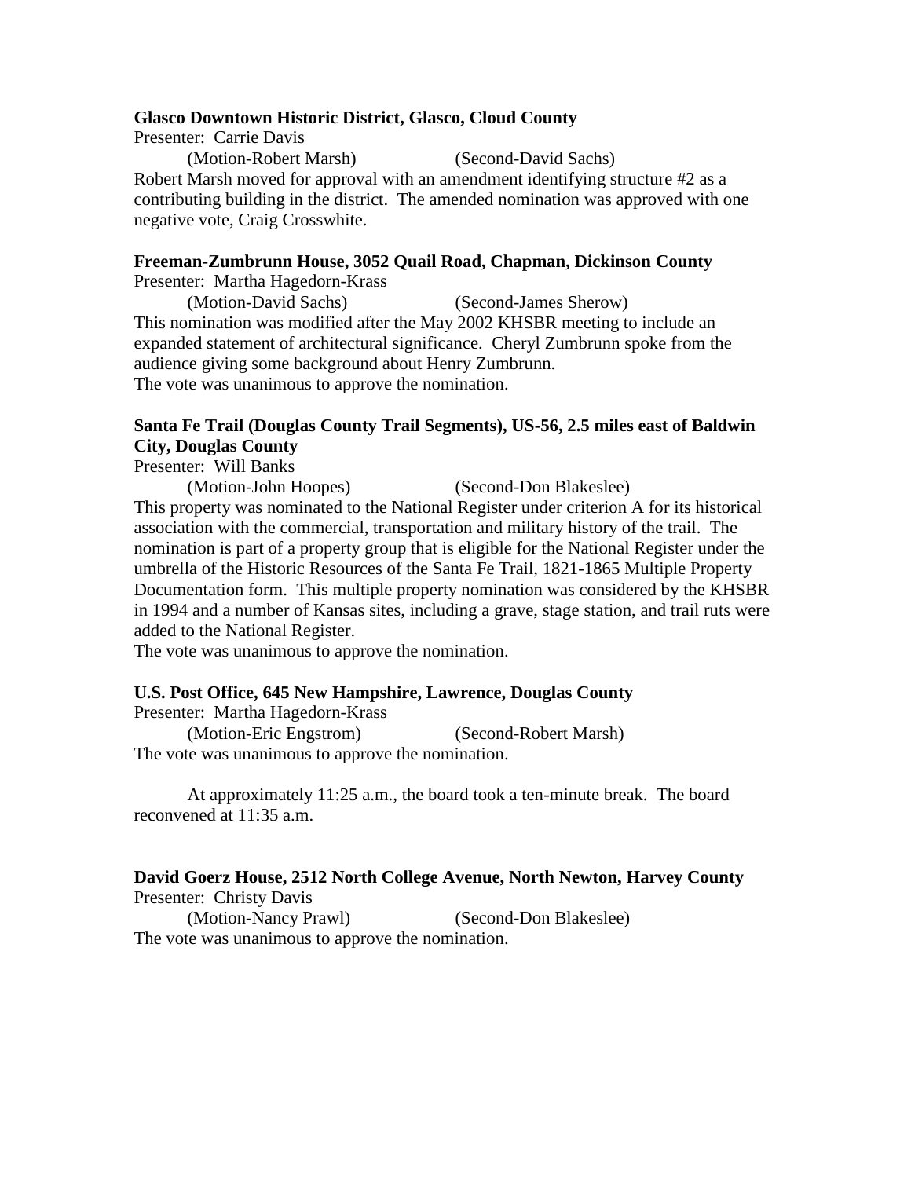**Glasco Downtown Historic District, Glasco, Cloud County**

Presenter: Carrie Davis

(Motion-Robert Marsh) (Second-David Sachs)

Robert Marsh moved for approval with an amendment identifying structure #2 as a contributing building in the district. The amended nomination was approved with one negative vote, Craig Crosswhite.

**Freeman-Zumbrunn House, 3052 Quail Road, Chapman, Dickinson County**

Presenter: Martha Hagedorn-Krass

(Motion-David Sachs) (Second-James Sherow)

This nomination was modified after the May 2002 KHSBR meeting to include an expanded statement of architectural significance. Cheryl Zumbrunn spoke from the audience giving some background about Henry Zumbrunn.

The vote was unanimous to approve the nomination.

**Santa Fe Trail (Douglas County Trail Segments), US-56, 2.5 miles east of Baldwin City, Douglas County**

Presenter: Will Banks

(Motion-John Hoopes) (Second-Don Blakeslee)

This property was nominated to the National Register under criterion A for its historical association with the commercial, transportation and military history of the trail. The nomination is part of a property group that is eligible for the National Register under the umbrella of the Historic Resources of the Santa Fe Trail, 1821-1865 Multiple Property Documentation form. This multiple property nomination was considered by the KHSBR in 1994 and a number of Kansas sites, including a grave, stage station, and trail ruts were added to the National Register.

The vote was unanimous to approve the nomination.

**U.S. Post Office, 645 New Hampshire, Lawrence, Douglas County**

Presenter: Martha Hagedorn-Krass

(Motion-Eric Engstrom) (Second-Robert Marsh)

The vote was unanimous to approve the nomination.

At approximately 11:25 a.m., the board took a ten-minute break. The board reconvened at 11:35 a.m.

**David Goerz House, 2512 North College Avenue, North Newton, Harvey County**

Presenter: Christy Davis

(Motion-Nancy Prawl) (Second-Don Blakeslee)

The vote was unanimous to approve the nomination.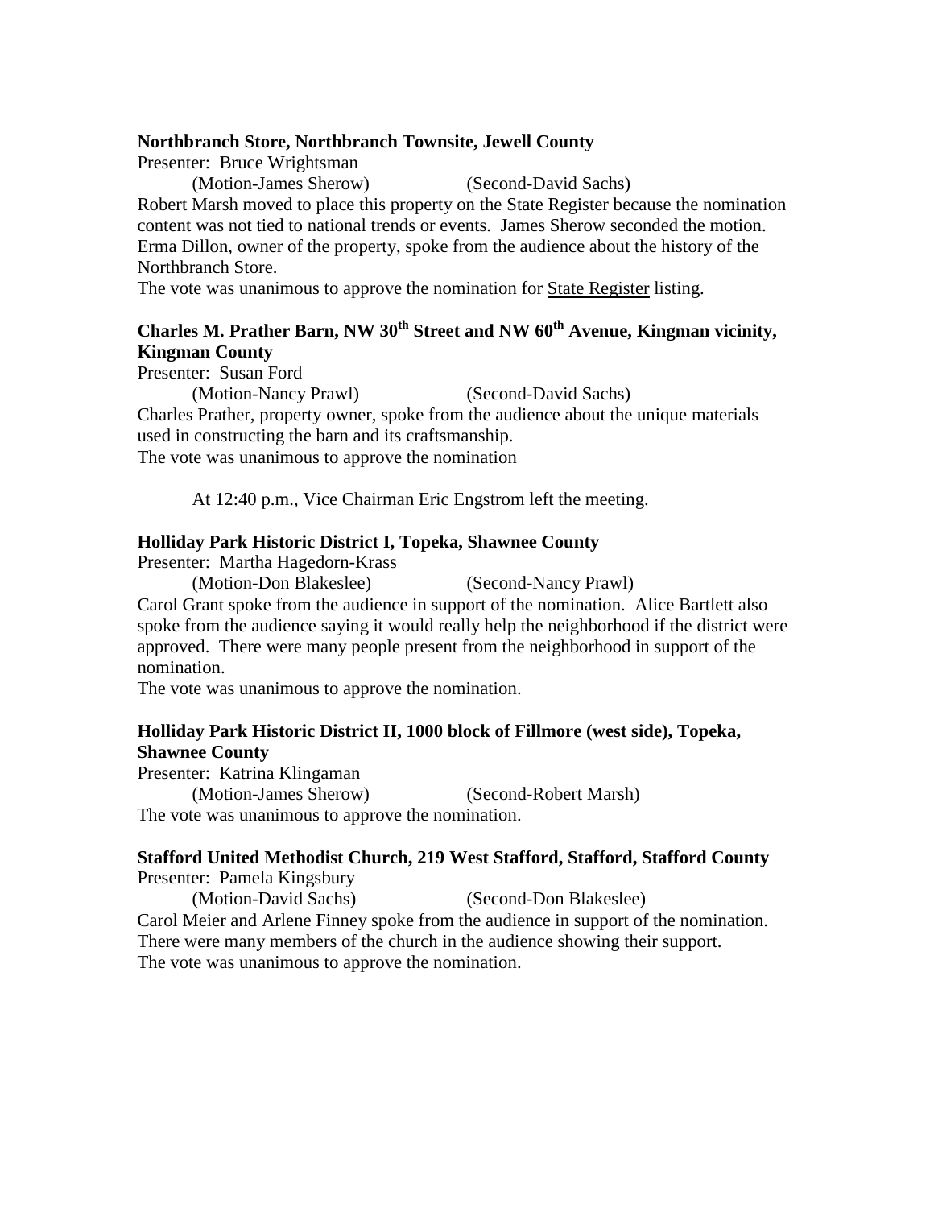**Northbranch Store, Northbranch Townsite, Jewell County**

Presenter: Bruce Wrightsman

(Motion-James Sherow) (Second-David Sachs)

Robert Marsh moved to place this property on the <u>State Register</u> because the nomination content was not tied to national trends or events. James Sherow seconded the motion. Erma Dillon, owner of the property, spoke from the audience about the history of the Northbranch Store.

The vote was unanimous to approve the nomination for <u>State Register</u> listing.

**Charles M. Prather Barn, NW 30th Street and NW 60th Avenue, Kingman vicinity, Kingman County**

Presenter: Susan Ford

(Motion-Nancy Prawl) (Second-David Sachs)

Charles Prather, property owner, spoke from the audience about the unique materials used in constructing the barn and its craftsmanship.

The vote was unanimous to approve the nomination

At 12:40 p.m., Vice Chairman Eric Engstrom left the meeting.

**Holliday Park Historic District I, Topeka, Shawnee County**

Presenter: Martha Hagedorn-Krass

(Motion-Don Blakeslee) (Second-Nancy Prawl)

Carol Grant spoke from the audience in support of the nomination. Alice Bartlett also spoke from the audience saying it would really help the neighborhood if the district were approved. There were many people present from the neighborhood in support of the nomination.

The vote was unanimous to approve the nomination.

**Holliday Park Historic District II, 1000 block of Fillmore (west side), Topeka, Shawnee County**

Presenter: Katrina Klingaman

(Motion-James Sherow) (Second-Robert Marsh)

The vote was unanimous to approve the nomination.

**Stafford United Methodist Church, 219 West Stafford, Stafford, Stafford County**

Presenter: Pamela Kingsbury

(Motion-David Sachs) (Second-Don Blakeslee)

Carol Meier and Arlene Finney spoke from the audience in support of the nomination. There were many members of the church in the audience showing their support.

The vote was unanimous to approve the nomination.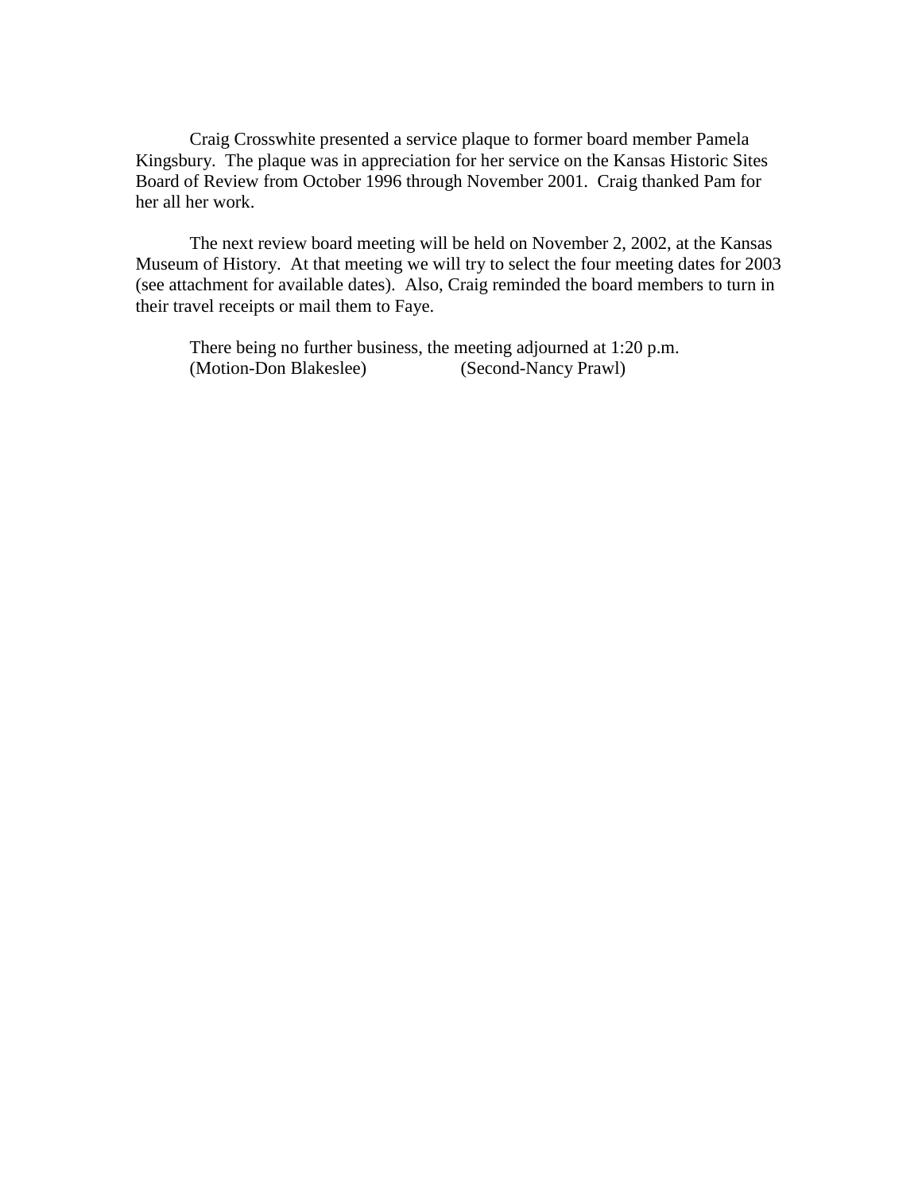Craig Crosswhite presented a service plaque to former board member Pamela Kingsbury. The plaque was in appreciation for her service on the Kansas Historic Sites Board of Review from October 1996 through November 2001. Craig thanked Pam for her all her work.

The next review board meeting will be held on November 2, 2002, at the Kansas Museum of History. At that meeting we will try to select the four meeting dates for 2003 (see attachment for available dates). Also, Craig reminded the board members to turn in their travel receipts or mail them to Faye.

There being no further business, the meeting adjourned at 1:20 p.m.
(Motion-Don Blakeslee) (Second-Nancy Prawl)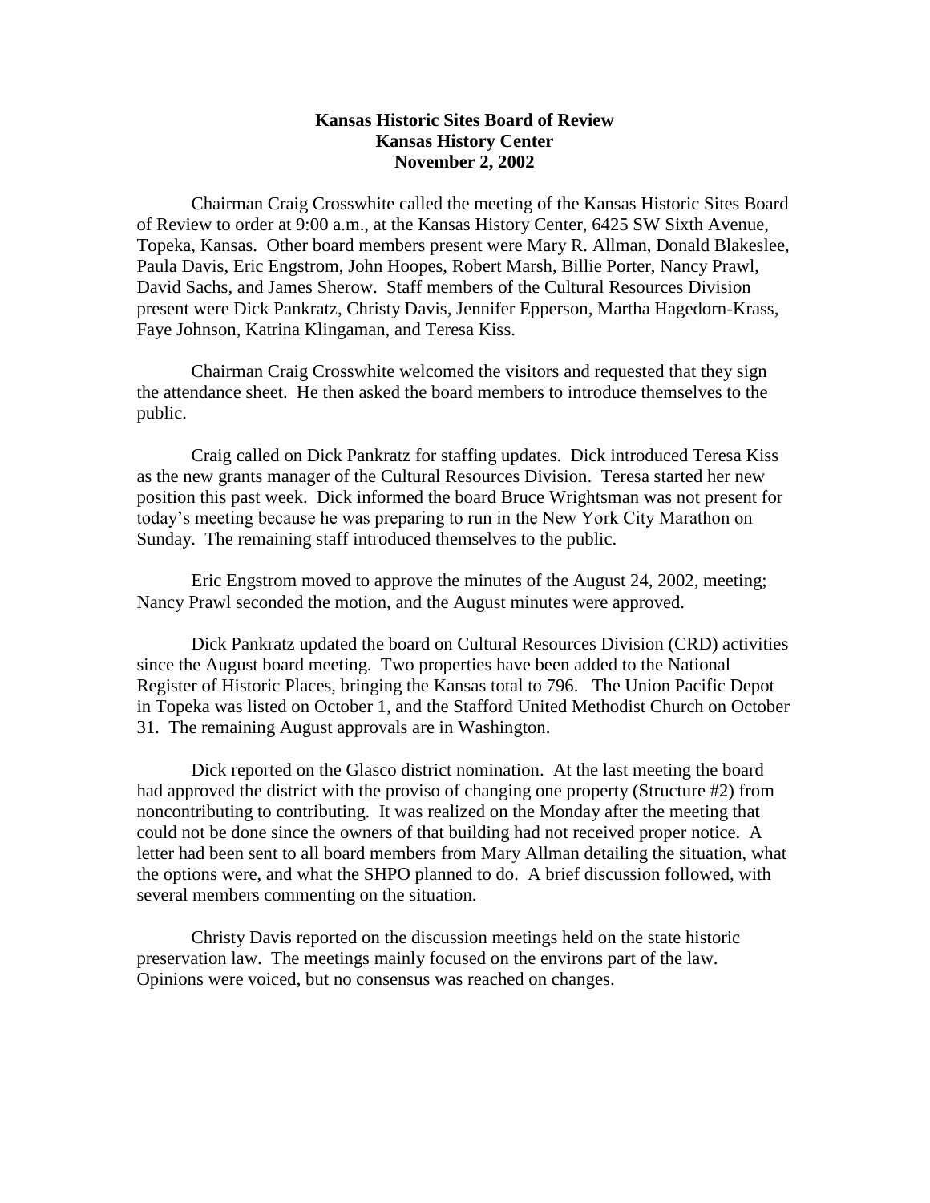**Kansas Historic Sites Board of Review**
**Kansas History Center**
**November 2, 2002**

Chairman Craig Crosswhite called the meeting of the Kansas Historic Sites Board of Review to order at 9:00 a.m., at the Kansas History Center, 6425 SW Sixth Avenue, Topeka, Kansas. Other board members present were Mary R. Allman, Donald Blakeslee, Paula Davis, Eric Engstrom, John Hoopes, Robert Marsh, Billie Porter, Nancy Prawl, David Sachs, and James Sherow. Staff members of the Cultural Resources Division present were Dick Pankratz, Christy Davis, Jennifer Epperson, Martha Hagedorn-Krass, Faye Johnson, Katrina Klingaman, and Teresa Kiss.

Chairman Craig Crosswhite welcomed the visitors and requested that they sign the attendance sheet. He then asked the board members to introduce themselves to the public.

Craig called on Dick Pankratz for staffing updates. Dick introduced Teresa Kiss as the new grants manager of the Cultural Resources Division. Teresa started her new position this past week. Dick informed the board Bruce Wrightsman was not present for today's meeting because he was preparing to run in the New York City Marathon on Sunday. The remaining staff introduced themselves to the public.

Eric Engstrom moved to approve the minutes of the August 24, 2002, meeting; Nancy Prawl seconded the motion, and the August minutes were approved.

Dick Pankratz updated the board on Cultural Resources Division (CRD) activities since the August board meeting. Two properties have been added to the National Register of Historic Places, bringing the Kansas total to 796. The Union Pacific Depot in Topeka was listed on October 1, and the Stafford United Methodist Church on October 31. The remaining August approvals are in Washington.

Dick reported on the Glasco district nomination. At the last meeting the board had approved the district with the proviso of changing one property (Structure #2) from noncontributing to contributing. It was realized on the Monday after the meeting that could not be done since the owners of that building had not received proper notice. A letter had been sent to all board members from Mary Allman detailing the situation, what the options were, and what the SHPO planned to do. A brief discussion followed, with several members commenting on the situation.

Christy Davis reported on the discussion meetings held on the state historic preservation law. The meetings mainly focused on the environs part of the law. Opinions were voiced, but no consensus was reached on changes.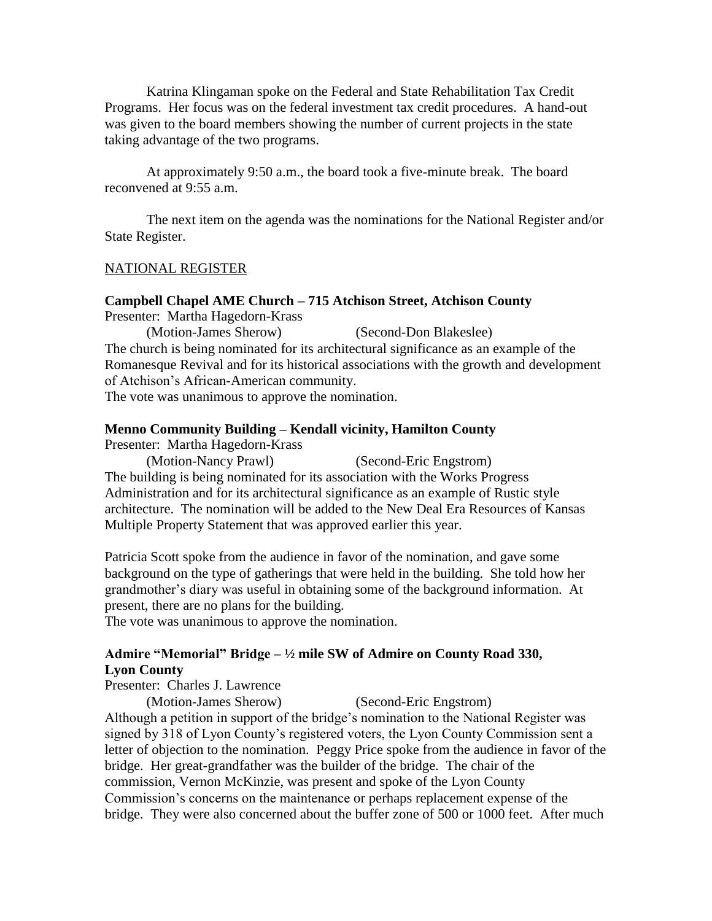Katrina Klingaman spoke on the Federal and State Rehabilitation Tax Credit Programs. Her focus was on the federal investment tax credit procedures. A hand-out was given to the board members showing the number of current projects in the state taking advantage of the two programs.

At approximately 9:50 a.m., the board took a five-minute break. The board reconvened at 9:55 a.m.

The next item on the agenda was the nominations for the National Register and/or State Register.

NATIONAL REGISTER

**Campbell Chapel AME Church – 715 Atchison Street, Atchison County**

Presenter: Martha Hagedorn-Krass

(Motion-James Sherow) (Second-Don Blakeslee)

The church is being nominated for its architectural significance as an example of the Romanesque Revival and for its historical associations with the growth and development of Atchison's African-American community.

The vote was unanimous to approve the nomination.

**Menno Community Building – Kendall vicinity, Hamilton County**

Presenter: Martha Hagedorn-Krass

(Motion-Nancy Prawl) (Second-Eric Engstrom)

The building is being nominated for its association with the Works Progress Administration and for its architectural significance as an example of Rustic style architecture. The nomination will be added to the New Deal Era Resources of Kansas Multiple Property Statement that was approved earlier this year.

Patricia Scott spoke from the audience in favor of the nomination, and gave some background on the type of gatherings that were held in the building. She told how her grandmother's diary was useful in obtaining some of the background information. At present, there are no plans for the building.

The vote was unanimous to approve the nomination.

**Admire "Memorial" Bridge – ½ mile SW of Admire on County Road 330, Lyon County**

Presenter: Charles J. Lawrence

(Motion-James Sherow) (Second-Eric Engstrom)

Although a petition in support of the bridge's nomination to the National Register was signed by 318 of Lyon County's registered voters, the Lyon County Commission sent a letter of objection to the nomination. Peggy Price spoke from the audience in favor of the bridge. Her great-grandfather was the builder of the bridge. The chair of the commission, Vernon McKinzie, was present and spoke of the Lyon County Commission's concerns on the maintenance or perhaps replacement expense of the bridge. They were also concerned about the buffer zone of 500 or 1000 feet. After much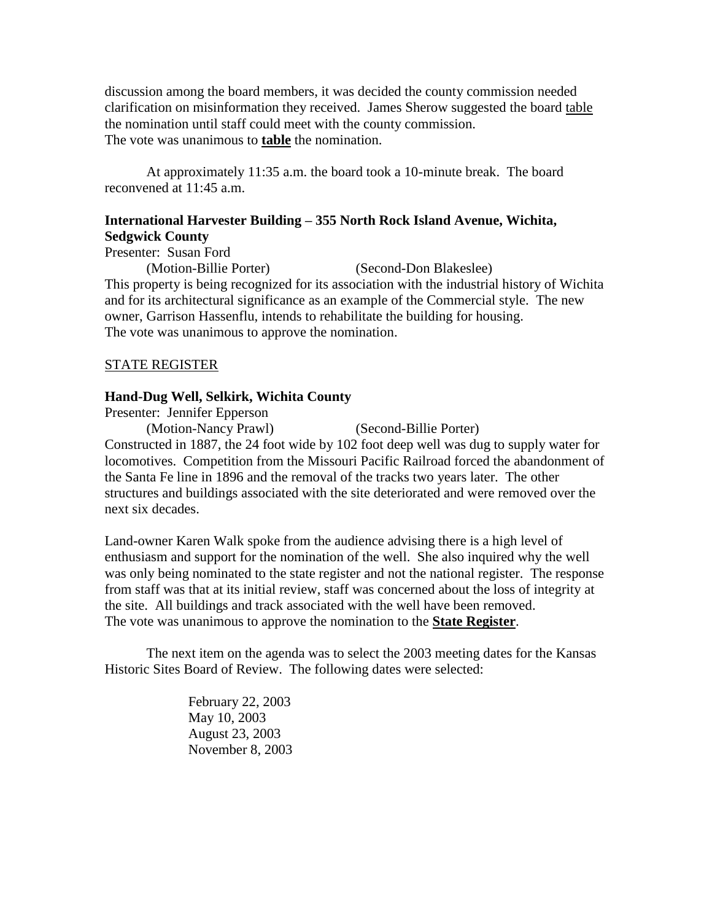discussion among the board members, it was decided the county commission needed clarification on misinformation they received. James Sherow suggested the board table the nomination until staff could meet with the county commission.
The vote was unanimous to **table** the nomination.

At approximately 11:35 a.m. the board took a 10-minute break. The board reconvened at 11:45 a.m.

**International Harvester Building – 355 North Rock Island Avenue, Wichita, Sedgwick County**

Presenter: Susan Ford
(Motion-Billie Porter) (Second-Don Blakeslee)
This property is being recognized for its association with the industrial history of Wichita and for its architectural significance as an example of the Commercial style. The new owner, Garrison Hassenflu, intends to rehabilitate the building for housing.
The vote was unanimous to approve the nomination.

STATE REGISTER

**Hand-Dug Well, Selkirk, Wichita County**

Presenter: Jennifer Epperson
(Motion-Nancy Prawl) (Second-Billie Porter)
Constructed in 1887, the 24 foot wide by 102 foot deep well was dug to supply water for locomotives. Competition from the Missouri Pacific Railroad forced the abandonment of the Santa Fe line in 1896 and the removal of the tracks two years later. The other structures and buildings associated with the site deteriorated and were removed over the next six decades.

Land-owner Karen Walk spoke from the audience advising there is a high level of enthusiasm and support for the nomination of the well. She also inquired why the well was only being nominated to the state register and not the national register. The response from staff was that at its initial review, staff was concerned about the loss of integrity at the site. All buildings and track associated with the well have been removed.
The vote was unanimous to approve the nomination to the **State Register**.

The next item on the agenda was to select the 2003 meeting dates for the Kansas Historic Sites Board of Review. The following dates were selected:

February 22, 2003
May 10, 2003
August 23, 2003
November 8, 2003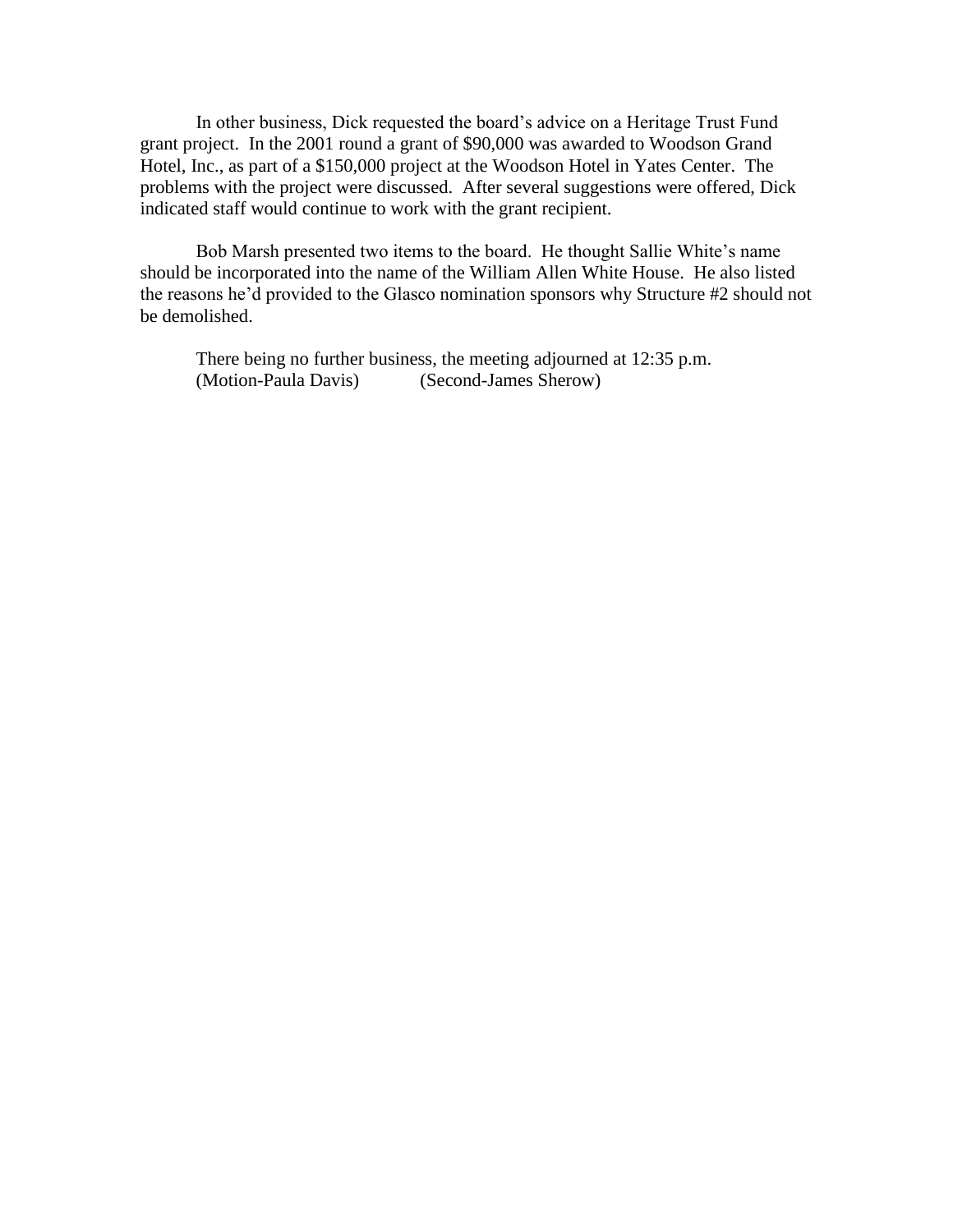In other business, Dick requested the board's advice on a Heritage Trust Fund grant project. In the 2001 round a grant of $90,000 was awarded to Woodson Grand Hotel, Inc., as part of a $150,000 project at the Woodson Hotel in Yates Center. The problems with the project were discussed. After several suggestions were offered, Dick indicated staff would continue to work with the grant recipient.

Bob Marsh presented two items to the board. He thought Sallie White's name should be incorporated into the name of the William Allen White House. He also listed the reasons he'd provided to the Glasco nomination sponsors why Structure #2 should not be demolished.

There being no further business, the meeting adjourned at 12:35 p.m.
(Motion-Paula Davis) (Second-James Sherow)